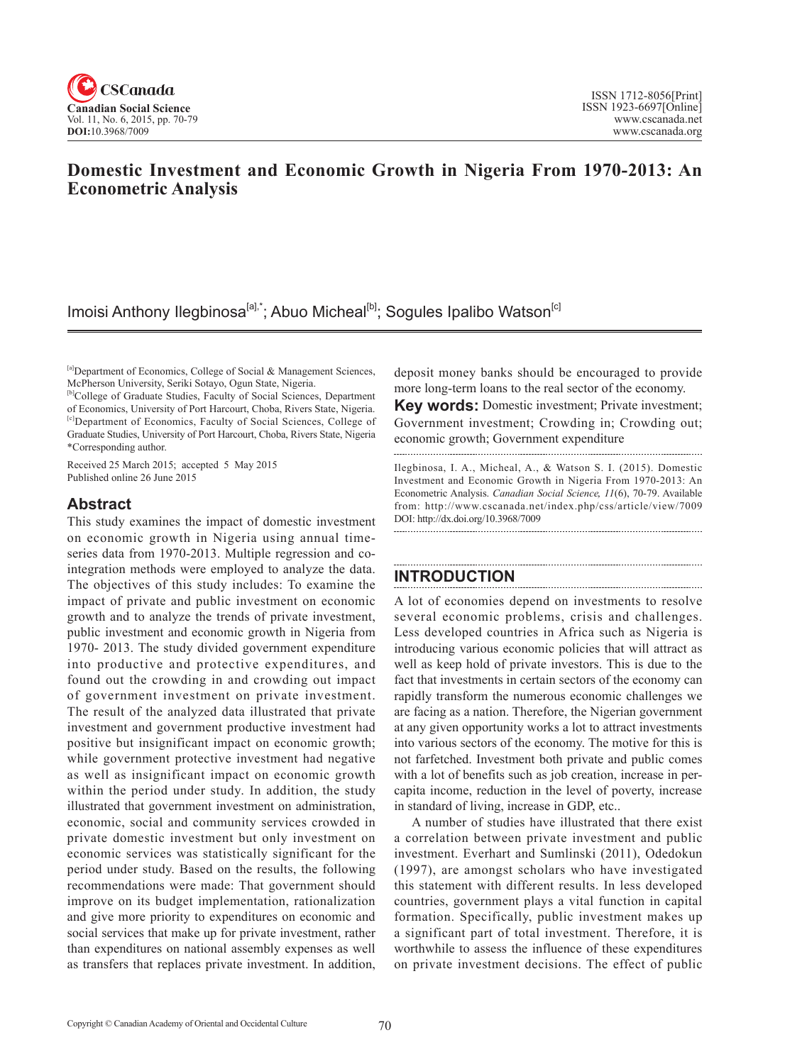# Domestic Investment and Economic Growth in Nigeria From 1970-2013: An Econometric Analysis

Imoisi Anthony Ilegbinosa[a],*; Abuo Micheal[b]; Sogules Ipalibo Watson[c]

[a]Department of Economics, College of Social & Management Sciences, McPherson University, Seriki Sotayo, Ogun State, Nigeria.
[b]College of Graduate Studies, Faculty of Social Sciences, Department of Economics, University of Port Harcourt, Choba, Rivers State, Nigeria.
[c]Department of Economics, Faculty of Social Sciences, College of Graduate Studies, University of Port Harcourt, Choba, Rivers State, Nigeria
*Corresponding author.

Received 25 March 2015; accepted 5 May 2015
Published online 26 June 2015

## Abstract

This study examines the impact of domestic investment on economic growth in Nigeria using annual time-series data from 1970-2013. Multiple regression and co-integration methods were employed to analyze the data. The objectives of this study includes: To examine the impact of private and public investment on economic growth and to analyze the trends of private investment, public investment and economic growth in Nigeria from 1970- 2013. The study divided government expenditure into productive and protective expenditures, and found out the crowding in and crowding out impact of government investment on private investment. The result of the analyzed data illustrated that private investment and government productive investment had positive but insignificant impact on economic growth; while government protective investment had negative as well as insignificant impact on economic growth within the period under study. In addition, the study illustrated that government investment on administration, economic, social and community services crowded in private domestic investment but only investment on economic services was statistically significant for the period under study. Based on the results, the following recommendations were made: That government should improve on its budget implementation, rationalization and give more priority to expenditures on economic and social services that make up for private investment, rather than expenditures on national assembly expenses as well as transfers that replaces private investment. In addition, deposit money banks should be encouraged to provide more long-term loans to the real sector of the economy.

**Key words:** Domestic investment; Private investment; Government investment; Crowding in; Crowding out; economic growth; Government expenditure

Ilegbinosa, I. A., Micheal, A., & Watson S. I. (2015). Domestic Investment and Economic Growth in Nigeria From 1970-2013: An Econometric Analysis. *Canadian Social Science, 11*(6), 70-79. Available from: http://www.cscanada.net/index.php/css/article/view/7009 DOI: http://dx.doi.org/10.3968/7009

## INTRODUCTION

A lot of economies depend on investments to resolve several economic problems, crisis and challenges. Less developed countries in Africa such as Nigeria is introducing various economic policies that will attract as well as keep hold of private investors. This is due to the fact that investments in certain sectors of the economy can rapidly transform the numerous economic challenges we are facing as a nation. Therefore, the Nigerian government at any given opportunity works a lot to attract investments into various sectors of the economy. The motive for this is not farfetched. Investment both private and public comes with a lot of benefits such as job creation, increase in per-capita income, reduction in the level of poverty, increase in standard of living, increase in GDP, etc..

A number of studies have illustrated that there exist a correlation between private investment and public investment. Everhart and Sumlinski (2011), Odedokun (1997), are amongst scholars who have investigated this statement with different results. In less developed countries, government plays a vital function in capital formation. Specifically, public investment makes up a significant part of total investment. Therefore, it is worthwhile to assess the influence of these expenditures on private investment decisions. The effect of public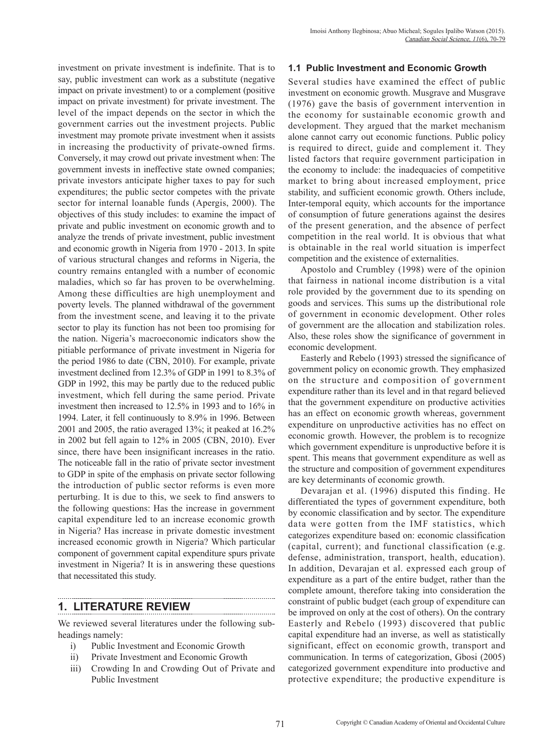investment on private investment is indefinite. That is to say, public investment can work as a substitute (negative impact on private investment) to or a complement (positive impact on private investment) for private investment. The level of the impact depends on the sector in which the government carries out the investment projects. Public investment may promote private investment when it assists in increasing the productivity of private-owned firms. Conversely, it may crowd out private investment when: The government invests in ineffective state owned companies; private investors anticipate higher taxes to pay for such expenditures; the public sector competes with the private sector for internal loanable funds (Apergis, 2000). The objectives of this study includes: to examine the impact of private and public investment on economic growth and to analyze the trends of private investment, public investment and economic growth in Nigeria from 1970 - 2013. In spite of various structural changes and reforms in Nigeria, the country remains entangled with a number of economic maladies, which so far has proven to be overwhelming. Among these difficulties are high unemployment and poverty levels. The planned withdrawal of the government from the investment scene, and leaving it to the private sector to play its function has not been too promising for the nation. Nigeria's macroeconomic indicators show the pitiable performance of private investment in Nigeria for the period 1986 to date (CBN, 2010). For example, private investment declined from 12.3% of GDP in 1991 to 8.3% of GDP in 1992, this may be partly due to the reduced public investment, which fell during the same period. Private investment then increased to 12.5% in 1993 and to 16% in 1994. Later, it fell continuously to 8.9% in 1996. Between 2001 and 2005, the ratio averaged 13%; it peaked at 16.2% in 2002 but fell again to 12% in 2005 (CBN, 2010). Ever since, there have been insignificant increases in the ratio. The noticeable fall in the ratio of private sector investment to GDP in spite of the emphasis on private sector following the introduction of public sector reforms is even more perturbing. It is due to this, we seek to find answers to the following questions: Has the increase in government capital expenditure led to an increase economic growth in Nigeria? Has increase in private domestic investment increased economic growth in Nigeria? Which particular component of government capital expenditure spurs private investment in Nigeria? It is in answering these questions that necessitated this study.

## 1. LITERATURE REVIEW

We reviewed several literatures under the following sub-headings namely:

i) Public Investment and Economic Growth
ii) Private Investment and Economic Growth
iii) Crowding In and Crowding Out of Private and Public Investment

### 1.1 Public Investment and Economic Growth

Several studies have examined the effect of public investment on economic growth. Musgrave and Musgrave (1976) gave the basis of government intervention in the economy for sustainable economic growth and development. They argued that the market mechanism alone cannot carry out economic functions. Public policy is required to direct, guide and complement it. They listed factors that require government participation in the economy to include: the inadequacies of competitive market to bring about increased employment, price stability, and sufficient economic growth. Others include, Inter-temporal equity, which accounts for the importance of consumption of future generations against the desires of the present generation, and the absence of perfect competition in the real world. It is obvious that what is obtainable in the real world situation is imperfect competition and the existence of externalities.

Apostolo and Crumbley (1998) were of the opinion that fairness in national income distribution is a vital role provided by the government due to its spending on goods and services. This sums up the distributional role of government in economic development. Other roles of government are the allocation and stabilization roles. Also, these roles show the significance of government in economic development.

Easterly and Rebelo (1993) stressed the significance of government policy on economic growth. They emphasized on the structure and composition of government expenditure rather than its level and in that regard believed that the government expenditure on productive activities has an effect on economic growth whereas, government expenditure on unproductive activities has no effect on economic growth. However, the problem is to recognize which government expenditure is unproductive before it is spent. This means that government expenditure as well as the structure and composition of government expenditures are key determinants of economic growth.

Devarajan et al. (1996) disputed this finding. He differentiated the types of government expenditure, both by economic classification and by sector. The expenditure data were gotten from the IMF statistics, which categorizes expenditure based on: economic classification (capital, current); and functional classification (e.g. defense, administration, transport, health, education). In addition, Devarajan et al. expressed each group of expenditure as a part of the entire budget, rather than the complete amount, therefore taking into consideration the constraint of public budget (each group of expenditure can be improved on only at the cost of others). On the contrary Easterly and Rebelo (1993) discovered that public capital expenditure had an inverse, as well as statistically significant, effect on economic growth, transport and communication. In terms of categorization, Gbosi (2005) categorized government expenditure into productive and protective expenditure; the productive expenditure is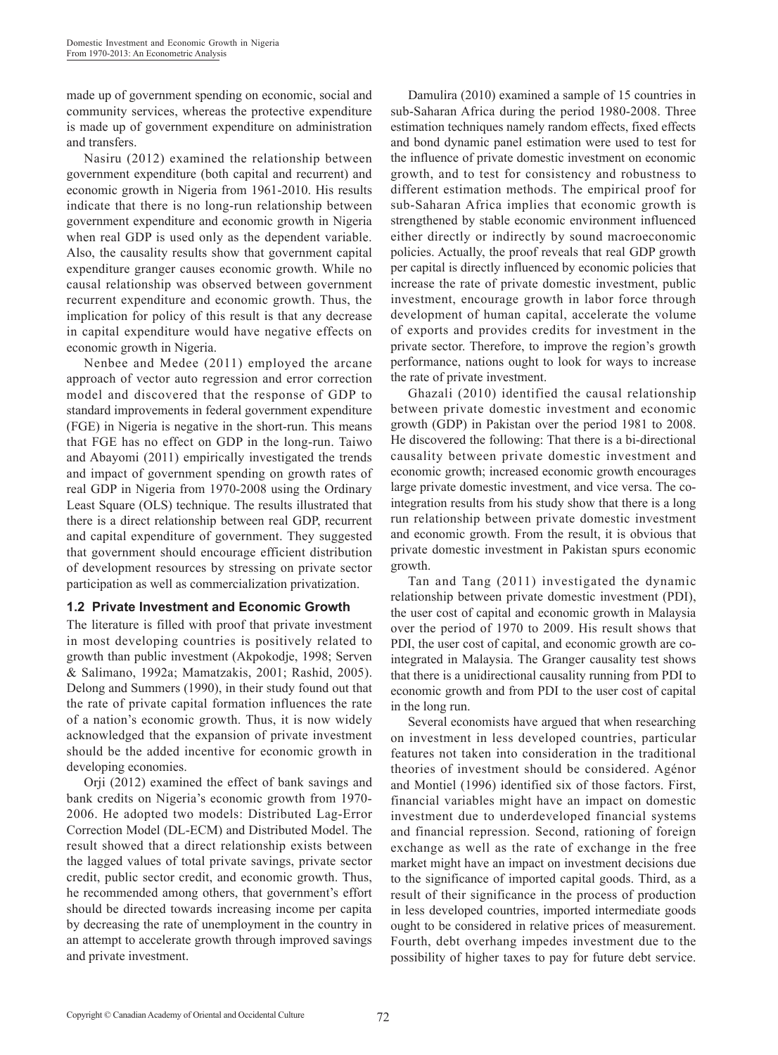made up of government spending on economic, social and community services, whereas the protective expenditure is made up of government expenditure on administration and transfers.

Nasiru (2012) examined the relationship between government expenditure (both capital and recurrent) and economic growth in Nigeria from 1961-2010. His results indicate that there is no long-run relationship between government expenditure and economic growth in Nigeria when real GDP is used only as the dependent variable. Also, the causality results show that government capital expenditure granger causes economic growth. While no causal relationship was observed between government recurrent expenditure and economic growth. Thus, the implication for policy of this result is that any decrease in capital expenditure would have negative effects on economic growth in Nigeria.

Nenbee and Medee (2011) employed the arcane approach of vector auto regression and error correction model and discovered that the response of GDP to standard improvements in federal government expenditure (FGE) in Nigeria is negative in the short-run. This means that FGE has no effect on GDP in the long-run. Taiwo and Abayomi (2011) empirically investigated the trends and impact of government spending on growth rates of real GDP in Nigeria from 1970-2008 using the Ordinary Least Square (OLS) technique. The results illustrated that there is a direct relationship between real GDP, recurrent and capital expenditure of government. They suggested that government should encourage efficient distribution of development resources by stressing on private sector participation as well as commercialization privatization.

### 1.2 Private Investment and Economic Growth

The literature is filled with proof that private investment in most developing countries is positively related to growth than public investment (Akpokodje, 1998; Serven & Salimano, 1992a; Mamatzakis, 2001; Rashid, 2005). Delong and Summers (1990), in their study found out that the rate of private capital formation influences the rate of a nation's economic growth. Thus, it is now widely acknowledged that the expansion of private investment should be the added incentive for economic growth in developing economies.

Orji (2012) examined the effect of bank savings and bank credits on Nigeria's economic growth from 1970-2006. He adopted two models: Distributed Lag-Error Correction Model (DL-ECM) and Distributed Model. The result showed that a direct relationship exists between the lagged values of total private savings, private sector credit, public sector credit, and economic growth. Thus, he recommended among others, that government's effort should be directed towards increasing income per capita by decreasing the rate of unemployment in the country in an attempt to accelerate growth through improved savings and private investment.

Damulira (2010) examined a sample of 15 countries in sub-Saharan Africa during the period 1980-2008. Three estimation techniques namely random effects, fixed effects and bond dynamic panel estimation were used to test for the influence of private domestic investment on economic growth, and to test for consistency and robustness to different estimation methods. The empirical proof for sub-Saharan Africa implies that economic growth is strengthened by stable economic environment influenced either directly or indirectly by sound macroeconomic policies. Actually, the proof reveals that real GDP growth per capital is directly influenced by economic policies that increase the rate of private domestic investment, public investment, encourage growth in labor force through development of human capital, accelerate the volume of exports and provides credits for investment in the private sector. Therefore, to improve the region's growth performance, nations ought to look for ways to increase the rate of private investment.

Ghazali (2010) identified the causal relationship between private domestic investment and economic growth (GDP) in Pakistan over the period 1981 to 2008. He discovered the following: That there is a bi-directional causality between private domestic investment and economic growth; increased economic growth encourages large private domestic investment, and vice versa. The co-integration results from his study show that there is a long run relationship between private domestic investment and economic growth. From the result, it is obvious that private domestic investment in Pakistan spurs economic growth.

Tan and Tang (2011) investigated the dynamic relationship between private domestic investment (PDI), the user cost of capital and economic growth in Malaysia over the period of 1970 to 2009. His result shows that PDI, the user cost of capital, and economic growth are co-integrated in Malaysia. The Granger causality test shows that there is a unidirectional causality running from PDI to economic growth and from PDI to the user cost of capital in the long run.

Several economists have argued that when researching on investment in less developed countries, particular features not taken into consideration in the traditional theories of investment should be considered. Agénor and Montiel (1996) identified six of those factors. First, financial variables might have an impact on domestic investment due to underdeveloped financial systems and financial repression. Second, rationing of foreign exchange as well as the rate of exchange in the free market might have an impact on investment decisions due to the significance of imported capital goods. Third, as a result of their significance in the process of production in less developed countries, imported intermediate goods ought to be considered in relative prices of measurement. Fourth, debt overhang impedes investment due to the possibility of higher taxes to pay for future debt service.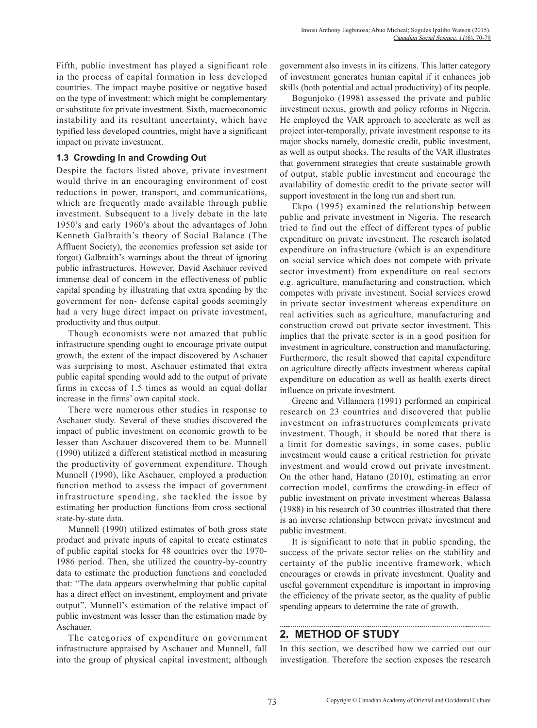Fifth, public investment has played a significant role in the process of capital formation in less developed countries. The impact maybe positive or negative based on the type of investment: which might be complementary or substitute for private investment. Sixth, macroeconomic instability and its resultant uncertainty, which have typified less developed countries, might have a significant impact on private investment.

### 1.3 Crowding In and Crowding Out

Despite the factors listed above, private investment would thrive in an encouraging environment of cost reductions in power, transport, and communications, which are frequently made available through public investment. Subsequent to a lively debate in the late 1950's and early 1960's about the advantages of John Kenneth Galbraith's theory of Social Balance (The Affluent Society), the economics profession set aside (or forgot) Galbraith's warnings about the threat of ignoring public infrastructures. However, David Aschauer revived immense deal of concern in the effectiveness of public capital spending by illustrating that extra spending by the government for non- defense capital goods seemingly had a very huge direct impact on private investment, productivity and thus output.

Though economists were not amazed that public infrastructure spending ought to encourage private output growth, the extent of the impact discovered by Aschauer was surprising to most. Aschauer estimated that extra public capital spending would add to the output of private firms in excess of 1.5 times as would an equal dollar increase in the firms' own capital stock.

There were numerous other studies in response to Aschauer study. Several of these studies discovered the impact of public investment on economic growth to be lesser than Aschauer discovered them to be. Munnell (1990) utilized a different statistical method in measuring the productivity of government expenditure. Though Munnell (1990), like Aschauer, employed a production function method to assess the impact of government infrastructure spending, she tackled the issue by estimating her production functions from cross sectional state-by-state data.

Munnell (1990) utilized estimates of both gross state product and private inputs of capital to create estimates of public capital stocks for 48 countries over the 1970-1986 period. Then, she utilized the country-by-country data to estimate the production functions and concluded that: "The data appears overwhelming that public capital has a direct effect on investment, employment and private output". Munnell's estimation of the relative impact of public investment was lesser than the estimation made by Aschauer.

The categories of expenditure on government infrastructure appraised by Aschauer and Munnell, fall into the group of physical capital investment; although government also invests in its citizens. This latter category of investment generates human capital if it enhances job skills (both potential and actual productivity) of its people.

Bogunjoko (1998) assessed the private and public investment nexus, growth and policy reforms in Nigeria. He employed the VAR approach to accelerate as well as project inter-temporally, private investment response to its major shocks namely, domestic credit, public investment, as well as output shocks. The results of the VAR illustrates that government strategies that create sustainable growth of output, stable public investment and encourage the availability of domestic credit to the private sector will support investment in the long run and short run.

Ekpo (1995) examined the relationship between public and private investment in Nigeria. The research tried to find out the effect of different types of public expenditure on private investment. The research isolated expenditure on infrastructure (which is an expenditure on social service which does not compete with private sector investment) from expenditure on real sectors e.g. agriculture, manufacturing and construction, which competes with private investment. Social services crowd in private sector investment whereas expenditure on real activities such as agriculture, manufacturing and construction crowd out private sector investment. This implies that the private sector is in a good position for investment in agriculture, construction and manufacturing. Furthermore, the result showed that capital expenditure on agriculture directly affects investment whereas capital expenditure on education as well as health exerts direct influence on private investment.

Greene and Villannera (1991) performed an empirical research on 23 countries and discovered that public investment on infrastructures complements private investment. Though, it should be noted that there is a limit for domestic savings, in some cases, public investment would cause a critical restriction for private investment and would crowd out private investment. On the other hand, Hatano (2010), estimating an error correction model, confirms the crowding-in effect of public investment on private investment whereas Balassa (1988) in his research of 30 countries illustrated that there is an inverse relationship between private investment and public investment.

It is significant to note that in public spending, the success of the private sector relies on the stability and certainty of the public incentive framework, which encourages or crowds in private investment. Quality and useful government expenditure is important in improving the efficiency of the private sector, as the quality of public spending appears to determine the rate of growth.

## 2. METHOD OF STUDY

In this section, we described how we carried out our investigation. Therefore the section exposes the research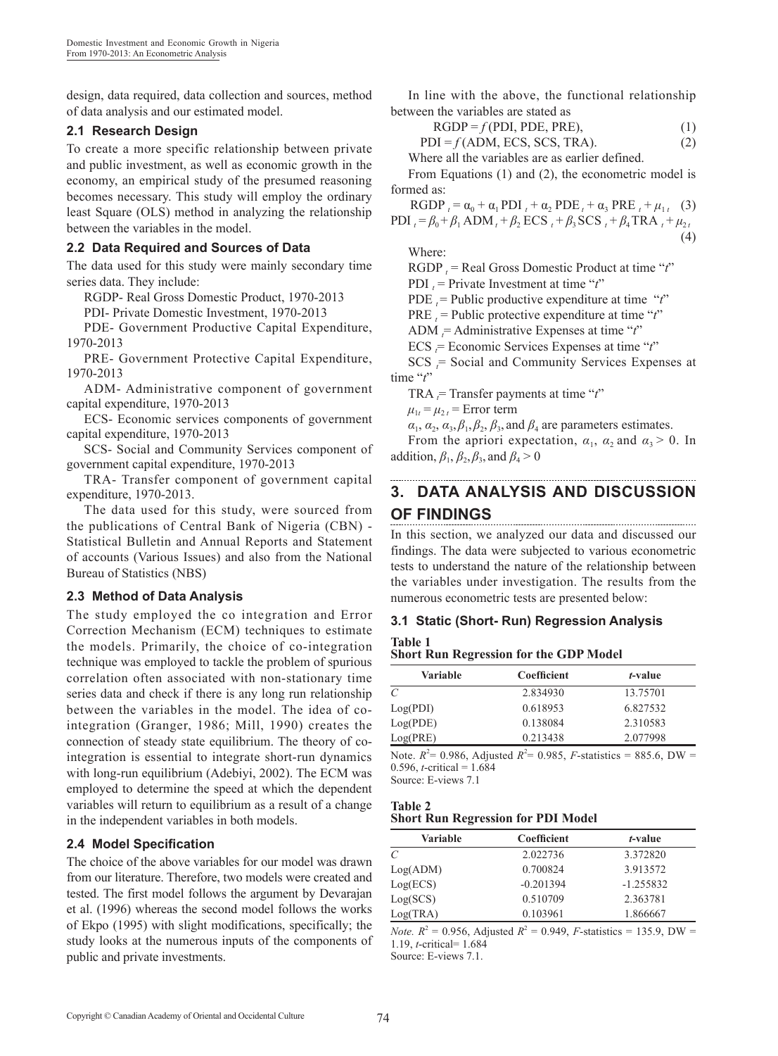design, data required, data collection and sources, method of data analysis and our estimated model.

### 2.1 Research Design

To create a more specific relationship between private and public investment, as well as economic growth in the economy, an empirical study of the presumed reasoning becomes necessary. This study will employ the ordinary least Square (OLS) method in analyzing the relationship between the variables in the model.

### 2.2 Data Required and Sources of Data

The data used for this study were mainly secondary time series data. They include:

RGDP- Real Gross Domestic Product, 1970-2013

PDI- Private Domestic Investment, 1970-2013

PDE- Government Productive Capital Expenditure, 1970-2013

PRE- Government Protective Capital Expenditure, 1970-2013

ADM- Administrative component of government capital expenditure, 1970-2013

ECS- Economic services components of government capital expenditure, 1970-2013

SCS- Social and Community Services component of government capital expenditure, 1970-2013

TRA- Transfer component of government capital expenditure, 1970-2013.

The data used for this study, were sourced from the publications of Central Bank of Nigeria (CBN) - Statistical Bulletin and Annual Reports and Statement of accounts (Various Issues) and also from the National Bureau of Statistics (NBS)

### 2.3 Method of Data Analysis

The study employed the co integration and Error Correction Mechanism (ECM) techniques to estimate the models. Primarily, the choice of co-integration technique was employed to tackle the problem of spurious correlation often associated with non-stationary time series data and check if there is any long run relationship between the variables in the model. The idea of co-integration (Granger, 1986; Mill, 1990) creates the connection of steady state equilibrium. The theory of co-integration is essential to integrate short-run dynamics with long-run equilibrium (Adebiyi, 2002). The ECM was employed to determine the speed at which the dependent variables will return to equilibrium as a result of a change in the independent variables in both models.

### 2.4 Model Specification

The choice of the above variables for our model was drawn from our literature. Therefore, two models were created and tested. The first model follows the argument by Devarajan et al. (1996) whereas the second model follows the works of Ekpo (1995) with slight modifications, specifically; the study looks at the numerous inputs of the components of public and private investments.

In line with the above, the functional relationship between the variables are stated as

$$RGDP = f(PDI, PDE, PRE), \quad (1)$$

$$PDI = f(ADM, ECS, SCS, TRA). \quad (2)$$

Where all the variables are as earlier defined.

From Equations (1) and (2), the econometric model is formed as:

$$RGDP_t = \alpha_0 + \alpha_1 PDI_t + \alpha_2 PDE_t + \alpha_3 PRE_t + \mu_{1t} \quad (3)$$

$$PDI_t = \beta_0 + \beta_1 ADM_t + \beta_2 ECS_t + \beta_3 SCS_t + \beta_4 TRA_t + \mu_{2t} \quad (4)$$

Where:

$RGDP_t$ = Real Gross Domestic Product at time "$t$"

$PDI_t$ = Private Investment at time "$t$"

$PDE_t$ = Public productive expenditure at time "$t$"

$PRE_t$ = Public protective expenditure at time "$t$"

$ADM_t$ = Administrative Expenses at time "$t$"

$ECS_t$ = Economic Services Expenses at time "$t$"

$SCS_t$ = Social and Community Services Expenses at time "$t$"

$TRA_t$ = Transfer payments at time "$t$"

$\mu_{1t} = \mu_{2t}$ = Error term

$\alpha_1, \alpha_2, \alpha_3, \beta_1, \beta_2, \beta_3$, and $\beta_4$ are parameters estimates.

From the apriori expectation, $\alpha_1$, $\alpha_2$ and $\alpha_3 > 0$. In addition, $\beta_1, \beta_2, \beta_3$, and $\beta_4 > 0$

## 3. DATA ANALYSIS AND DISCUSSION OF FINDINGS

In this section, we analyzed our data and discussed our findings. The data were subjected to various econometric tests to understand the nature of the relationship between the variables under investigation. The results from the numerous econometric tests are presented below:

### 3.1 Static (Short- Run) Regression Analysis

**Table 1**
**Short Run Regression for the GDP Model**

| Variable | Coefficient | *t*-value |
|---|---|---|
| *C* | 2.834930 | 13.75701 |
| Log(PDI) | 0.618953 | 6.827532 |
| Log(PDE) | 0.138084 | 2.310583 |
| Log(PRE) | 0.213438 | 2.077998 |

Note. $R^2$= 0.986, Adjusted $R^2$= 0.985, *F*-statistics = 885.6, DW = 0.596, *t*-critical = 1.684
Source: E-views 7.1

**Table 2**
**Short Run Regression for PDI Model**

| Variable | Coefficient | *t*-value |
|---|---|---|
| *C* | 2.022736 | 3.372820 |
| Log(ADM) | 0.700824 | 3.913572 |
| Log(ECS) | -0.201394 | -1.255832 |
| Log(SCS) | 0.510709 | 2.363781 |
| Log(TRA) | 0.103961 | 1.866667 |

*Note.* $R^2$ = 0.956, Adjusted $R^2$ = 0.949, *F*-statistics = 135.9, DW = 1.19, *t*-critical= 1.684
Source: E-views 7.1.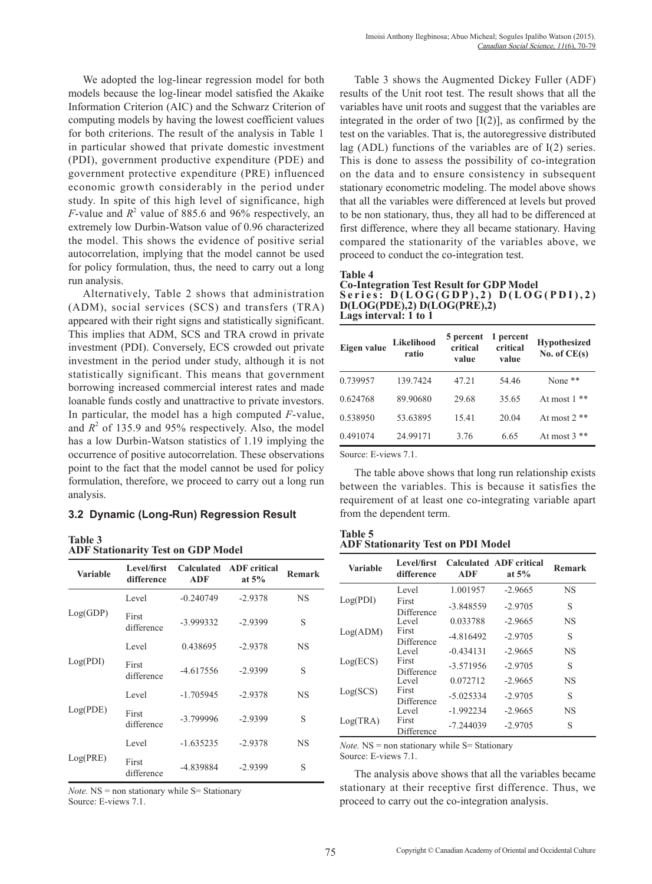We adopted the log-linear regression model for both models because the log-linear model satisfied the Akaike Information Criterion (AIC) and the Schwarz Criterion of computing models by having the lowest coefficient values for both criterions. The result of the analysis in Table 1 in particular showed that private domestic investment (PDI), government productive expenditure (PDE) and government protective expenditure (PRE) influenced economic growth considerably in the period under study. In spite of this high level of significance, high *F*-value and $R^2$ value of 885.6 and 96% respectively, an extremely low Durbin-Watson value of 0.96 characterized the model. This shows the evidence of positive serial autocorrelation, implying that the model cannot be used for policy formulation, thus, the need to carry out a long run analysis.

Alternatively, Table 2 shows that administration (ADM), social services (SCS) and transfers (TRA) appeared with their right signs and statistically significant. This implies that ADM, SCS and TRA crowd in private investment (PDI). Conversely, ECS crowded out private investment in the period under study, although it is not statistically significant. This means that government borrowing increased commercial interest rates and made loanable funds costly and unattractive to private investors. In particular, the model has a high computed *F*-value, and $R^2$ of 135.9 and 95% respectively. Also, the model has a low Durbin-Watson statistics of 1.19 implying the occurrence of positive autocorrelation. These observations point to the fact that the model cannot be used for policy formulation, therefore, we proceed to carry out a long run analysis.

### 3.2 Dynamic (Long-Run) Regression Result

**Table 3**
**ADF Stationarity Test on GDP Model**

| Variable | Level/first difference | Calculated ADF | ADF critical at 5% | Remark |
|---|---|---|---|---|
| Log(GDP) | Level | -0.240749 | -2.9378 | NS |
| | First difference | -3.999332 | -2.9399 | S |
| Log(PDI) | Level | 0.438695 | -2.9378 | NS |
| | First difference | -4.617556 | -2.9399 | S |
| Log(PDE) | Level | -1.705945 | -2.9378 | NS |
| | First difference | -3.799996 | -2.9399 | S |
| Log(PRE) | Level | -1.635235 | -2.9378 | NS |
| | First difference | -4.839884 | -2.9399 | S |

*Note.* NS = non stationary while S= Stationary
Source: E-views 7.1.

Table 3 shows the Augmented Dickey Fuller (ADF) results of the Unit root test. The result shows that all the variables have unit roots and suggest that the variables are integrated in the order of two [I(2)], as confirmed by the test on the variables. That is, the autoregressive distributed lag (ADL) functions of the variables are of I(2) series. This is done to assess the possibility of co-integration on the data and to ensure consistency in subsequent stationary econometric modeling. The model above shows that all the variables were differenced at levels but proved to be non stationary, thus, they all had to be differenced at first difference, where they all became stationary. Having compared the stationarity of the variables above, we proceed to conduct the co-integration test.

**Table 4**
**Co-Integration Test Result for GDP Model**
**Series: D(LOG(GDP),2) D(LOG(PDI),2) D(LOG(PDE),2) D(LOG(PRE),2)**
**Lags interval: 1 to 1**

| Eigen value | Likelihood ratio | 5 percent critical value | 1 percent critical value | Hypothesized No. of CE(s) |
|---|---|---|---|---|
| 0.739957 | 139.7424 | 47.21 | 54.46 | None ** |
| 0.624768 | 89.90680 | 29.68 | 35.65 | At most 1 ** |
| 0.538950 | 53.63895 | 15.41 | 20.04 | At most 2 ** |
| 0.491074 | 24.99171 | 3.76 | 6.65 | At most 3 ** |

Source: E-views 7.1.

The table above shows that long run relationship exists between the variables. This is because it satisfies the requirement of at least one co-integrating variable apart from the dependent term.

**Table 5**
**ADF Stationarity Test on PDI Model**

| Variable | Level/first difference | Calculated ADF | ADF critical at 5% | Remark |
|---|---|---|---|---|
| Log(PDI) | Level | 1.001957 | -2.9665 | NS |
| | First Difference | -3.848559 | -2.9705 | S |
| Log(ADM) | Level | 0.033788 | -2.9665 | NS |
| | First Difference | -4.816492 | -2.9705 | S |
| Log(ECS) | Level | -0.434131 | -2.9665 | NS |
| | First Difference | -3.571956 | -2.9705 | S |
| Log(SCS) | Level | 0.072712 | -2.9665 | NS |
| | First Difference | -5.025334 | -2.9705 | S |
| Log(TRA) | Level | -1.992234 | -2.9665 | NS |
| | First Difference | -7.244039 | -2.9705 | S |

*Note.* NS = non stationary while S= Stationary
Source: E-views 7.1.

The analysis above shows that all the variables became stationary at their receptive first difference. Thus, we proceed to carry out the co-integration analysis.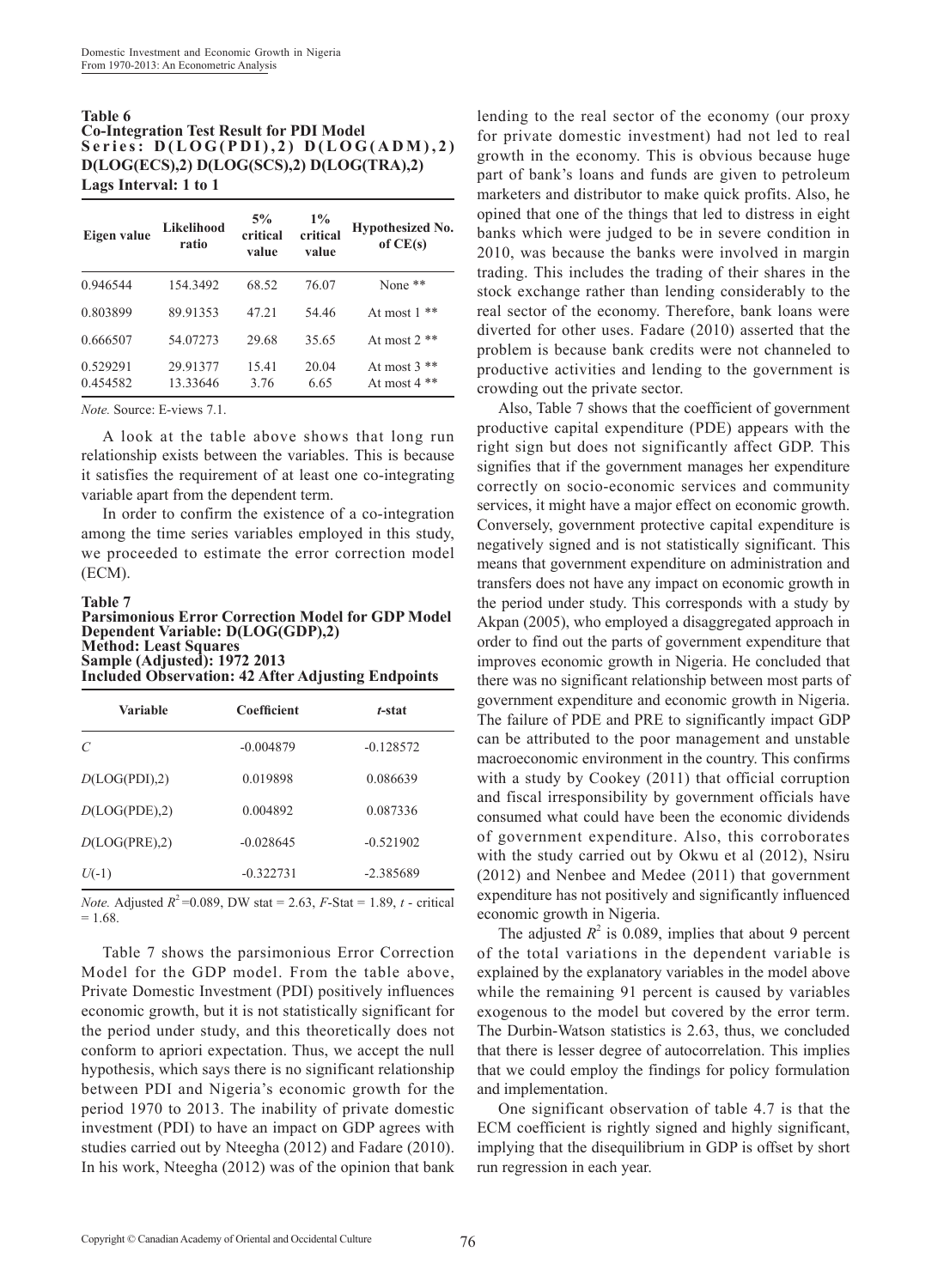**Table 6**
**Co-Integration Test Result for PDI Model**
**Series: D(LOG(PDI),2) D(LOG(ADM),2) D(LOG(ECS),2) D(LOG(SCS),2) D(LOG(TRA),2)**
**Lags Interval: 1 to 1**

| Eigen value | Likelihood ratio | 5% critical value | 1% critical value | Hypothesized No. of CE(s) |
|---|---|---|---|---|
| 0.946544 | 154.3492 | 68.52 | 76.07 | None ** |
| 0.803899 | 89.91353 | 47.21 | 54.46 | At most 1 ** |
| 0.666507 | 54.07273 | 29.68 | 35.65 | At most 2 ** |
| 0.529291 | 29.91377 | 15.41 | 20.04 | At most 3 ** |
| 0.454582 | 13.33646 | 3.76 | 6.65 | At most 4 ** |

*Note.* Source: E-views 7.1.

A look at the table above shows that long run relationship exists between the variables. This is because it satisfies the requirement of at least one co-integrating variable apart from the dependent term.

In order to confirm the existence of a co-integration among the time series variables employed in this study, we proceeded to estimate the error correction model (ECM).

**Table 7**
**Parsimonious Error Correction Model for GDP Model**
**Dependent Variable: D(LOG(GDP),2)**
**Method: Least Squares**
**Sample (Adjusted): 1972 2013**
**Included Observation: 42 After Adjusting Endpoints**

| Variable | Coefficient | *t*-stat |
|---|---|---|
| *C* | -0.004879 | -0.128572 |
| *D*(LOG(PDI),2) | 0.019898 | 0.086639 |
| *D*(LOG(PDE),2) | 0.004892 | 0.087336 |
| *D*(LOG(PRE),2) | -0.028645 | -0.521902 |
| *U*(-1) | -0.322731 | -2.385689 |

*Note.* Adjusted $R^2$=0.089, DW stat = 2.63, *F*-Stat = 1.89, *t* - critical = 1.68.

Table 7 shows the parsimonious Error Correction Model for the GDP model. From the table above, Private Domestic Investment (PDI) positively influences economic growth, but it is not statistically significant for the period under study, and this theoretically does not conform to apriori expectation. Thus, we accept the null hypothesis, which says there is no significant relationship between PDI and Nigeria's economic growth for the period 1970 to 2013. The inability of private domestic investment (PDI) to have an impact on GDP agrees with studies carried out by Nteegha (2012) and Fadare (2010). In his work, Nteegha (2012) was of the opinion that bank lending to the real sector of the economy (our proxy for private domestic investment) had not led to real growth in the economy. This is obvious because huge part of bank's loans and funds are given to petroleum marketers and distributor to make quick profits. Also, he opined that one of the things that led to distress in eight banks which were judged to be in severe condition in 2010, was because the banks were involved in margin trading. This includes the trading of their shares in the stock exchange rather than lending considerably to the real sector of the economy. Therefore, bank loans were diverted for other uses. Fadare (2010) asserted that the problem is because bank credits were not channeled to productive activities and lending to the government is crowding out the private sector.

Also, Table 7 shows that the coefficient of government productive capital expenditure (PDE) appears with the right sign but does not significantly affect GDP. This signifies that if the government manages her expenditure correctly on socio-economic services and community services, it might have a major effect on economic growth. Conversely, government protective capital expenditure is negatively signed and is not statistically significant. This means that government expenditure on administration and transfers does not have any impact on economic growth in the period under study. This corresponds with a study by Akpan (2005), who employed a disaggregated approach in order to find out the parts of government expenditure that improves economic growth in Nigeria. He concluded that there was no significant relationship between most parts of government expenditure and economic growth in Nigeria. The failure of PDE and PRE to significantly impact GDP can be attributed to the poor management and unstable macroeconomic environment in the country. This confirms with a study by Cookey (2011) that official corruption and fiscal irresponsibility by government officials have consumed what could have been the economic dividends of government expenditure. Also, this corroborates with the study carried out by Okwu et al (2012), Nsiru (2012) and Nenbee and Medee (2011) that government expenditure has not positively and significantly influenced economic growth in Nigeria.

The adjusted $R^2$ is 0.089, implies that about 9 percent of the total variations in the dependent variable is explained by the explanatory variables in the model above while the remaining 91 percent is caused by variables exogenous to the model but covered by the error term. The Durbin-Watson statistics is 2.63, thus, we concluded that there is lesser degree of autocorrelation. This implies that we could employ the findings for policy formulation and implementation.

One significant observation of table 4.7 is that the ECM coefficient is rightly signed and highly significant, implying that the disequilibrium in GDP is offset by short run regression in each year.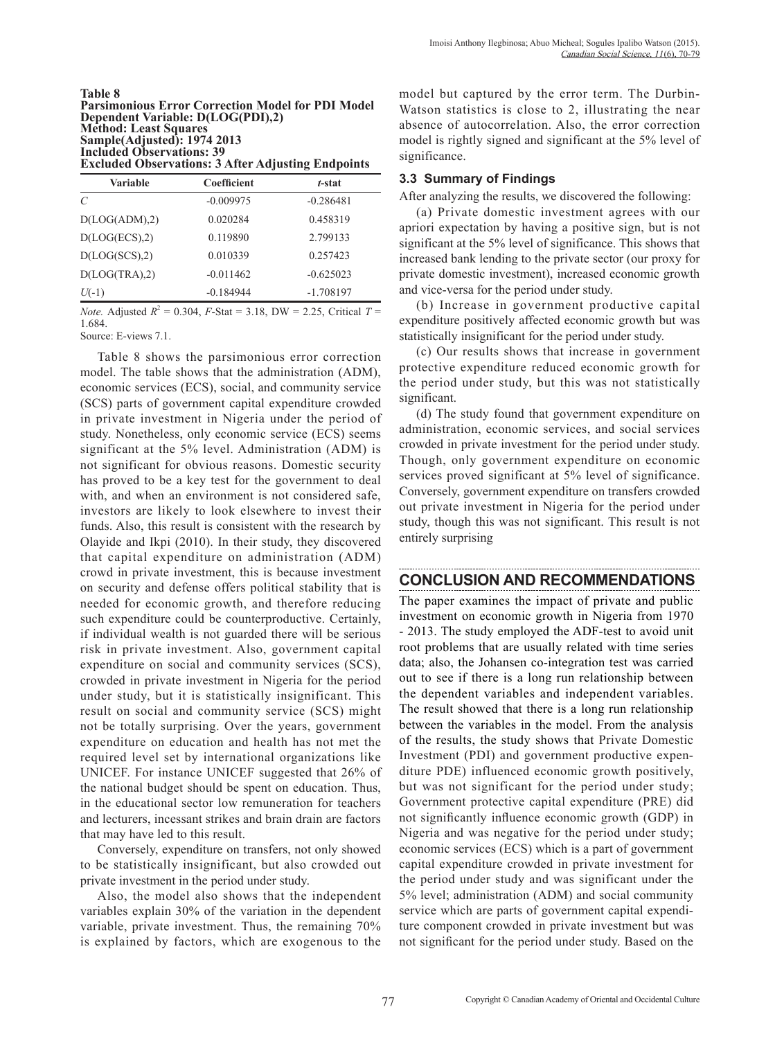**Table 8**
**Parsimonious Error Correction Model for PDI Model**
**Dependent Variable: D(LOG(PDI),2)**
**Method: Least Squares**
**Sample(Adjusted): 1974 2013**
**Included Observations: 39**
**Excluded Observations: 3 After Adjusting Endpoints**

| Variable | Coefficient | *t*-stat |
|---|---|---|
| *C* | -0.009975 | -0.286481 |
| D(LOG(ADM),2) | 0.020284 | 0.458319 |
| D(LOG(ECS),2) | 0.119890 | 2.799133 |
| D(LOG(SCS),2) | 0.010339 | 0.257423 |
| D(LOG(TRA),2) | -0.011462 | -0.625023 |
| *U*(-1) | -0.184944 | -1.708197 |

*Note.* Adjusted $R^2$ = 0.304, *F*-Stat = 3.18, DW = 2.25, Critical *T* = 1.684.
Source: E-views 7.1.

Table 8 shows the parsimonious error correction model. The table shows that the administration (ADM), economic services (ECS), social, and community service (SCS) parts of government capital expenditure crowded in private investment in Nigeria under the period of study. Nonetheless, only economic service (ECS) seems significant at the 5% level. Administration (ADM) is not significant for obvious reasons. Domestic security has proved to be a key test for the government to deal with, and when an environment is not considered safe, investors are likely to look elsewhere to invest their funds. Also, this result is consistent with the research by Olayide and Ikpi (2010). In their study, they discovered that capital expenditure on administration (ADM) crowd in private investment, this is because investment on security and defense offers political stability that is needed for economic growth, and therefore reducing such expenditure could be counterproductive. Certainly, if individual wealth is not guarded there will be serious risk in private investment. Also, government capital expenditure on social and community services (SCS), crowded in private investment in Nigeria for the period under study, but it is statistically insignificant. This result on social and community service (SCS) might not be totally surprising. Over the years, government expenditure on education and health has not met the required level set by international organizations like UNICEF. For instance UNICEF suggested that 26% of the national budget should be spent on education. Thus, in the educational sector low remuneration for teachers and lecturers, incessant strikes and brain drain are factors that may have led to this result.

Conversely, expenditure on transfers, not only showed to be statistically insignificant, but also crowded out private investment in the period under study.

Also, the model also shows that the independent variables explain 30% of the variation in the dependent variable, private investment. Thus, the remaining 70% is explained by factors, which are exogenous to the model but captured by the error term. The Durbin-Watson statistics is close to 2, illustrating the near absence of autocorrelation. Also, the error correction model is rightly signed and significant at the 5% level of significance.

### 3.3 Summary of Findings

After analyzing the results, we discovered the following:

(a) Private domestic investment agrees with our apriori expectation by having a positive sign, but is not significant at the 5% level of significance. This shows that increased bank lending to the private sector (our proxy for private domestic investment), increased economic growth and vice-versa for the period under study.

(b) Increase in government productive capital expenditure positively affected economic growth but was statistically insignificant for the period under study.

(c) Our results shows that increase in government protective expenditure reduced economic growth for the period under study, but this was not statistically significant.

(d) The study found that government expenditure on administration, economic services, and social services crowded in private investment for the period under study. Though, only government expenditure on economic services proved significant at 5% level of significance. Conversely, government expenditure on transfers crowded out private investment in Nigeria for the period under study, though this was not significant. This result is not entirely surprising

## CONCLUSION AND RECOMMENDATIONS

The paper examines the impact of private and public investment on economic growth in Nigeria from 1970 - 2013. The study employed the ADF-test to avoid unit root problems that are usually related with time series data; also, the Johansen co-integration test was carried out to see if there is a long run relationship between the dependent variables and independent variables. The result showed that there is a long run relationship between the variables in the model. From the analysis of the results, the study shows that Private Domestic Investment (PDI) and government productive expenditure PDE) influenced economic growth positively, but was not significant for the period under study; Government protective capital expenditure (PRE) did not significantly influence economic growth (GDP) in Nigeria and was negative for the period under study; economic services (ECS) which is a part of government capital expenditure crowded in private investment for the period under study and was significant under the 5% level; administration (ADM) and social community service which are parts of government capital expenditure component crowded in private investment but was not significant for the period under study. Based on the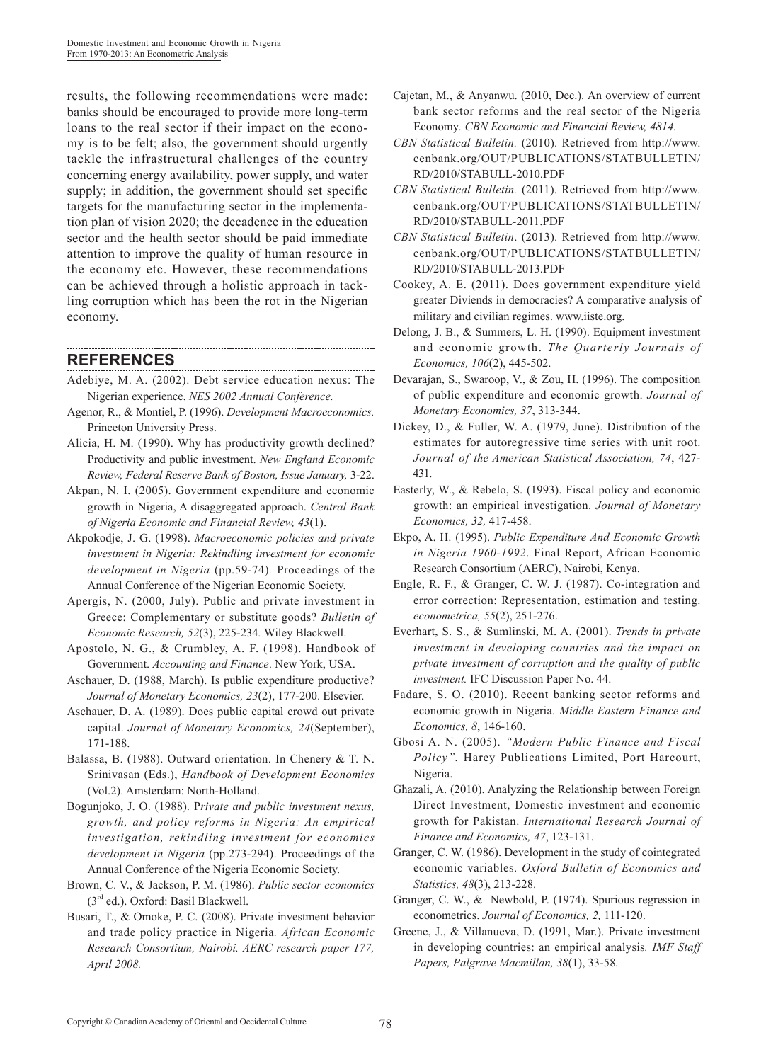results, the following recommendations were made: banks should be encouraged to provide more long-term loans to the real sector if their impact on the economy is to be felt; also, the government should urgently tackle the infrastructural challenges of the country concerning energy availability, power supply, and water supply; in addition, the government should set specific targets for the manufacturing sector in the implementation plan of vision 2020; the decadence in the education sector and the health sector should be paid immediate attention to improve the quality of human resource in the economy etc. However, these recommendations can be achieved through a holistic approach in tackling corruption which has been the rot in the Nigerian economy.

## REFERENCES

Adebiye, M. A. (2002). Debt service education nexus: The Nigerian experience. *NES 2002 Annual Conference.*

Agenor, R., & Montiel, P. (1996). *Development Macroeconomics.* Princeton University Press.

Alicia, H. M. (1990). Why has productivity growth declined? Productivity and public investment. *New England Economic Review, Federal Reserve Bank of Boston, Issue January,* 3-22.

Akpan, N. I. (2005). Government expenditure and economic growth in Nigeria, A disaggregated approach. *Central Bank of Nigeria Economic and Financial Review, 43*(1).

Akpokodje, J. G. (1998). *Macroeconomic policies and private investment in Nigeria: Rekindling investment for economic development in Nigeria* (pp.59-74). Proceedings of the Annual Conference of the Nigerian Economic Society.

Apergis, N. (2000, July). Public and private investment in Greece: Complementary or substitute goods? *Bulletin of Economic Research, 52*(3), 225-234. Wiley Blackwell.

Apostolo, N. G., & Crumbley, A. F. (1998). Handbook of Government. *Accounting and Finance*. New York, USA.

Aschauer, D. (1988, March). Is public expenditure productive? *Journal of Monetary Economics, 23*(2), 177-200. Elsevier.

Aschauer, D. A. (1989). Does public capital crowd out private capital. *Journal of Monetary Economics, 24*(September), 171-188.

Balassa, B. (1988). Outward orientation. In Chenery & T. N. Srinivasan (Eds.), *Handbook of Development Economics* (Vol.2). Amsterdam: North-Holland.

Bogunjoko, J. O. (1988). *Private and public investment nexus, growth, and policy reforms in Nigeria: An empirical investigation, rekindling investment for economics development in Nigeria* (pp.273-294). Proceedings of the Annual Conference of the Nigeria Economic Society.

Brown, C. V., & Jackson, P. M. (1986). *Public sector economics* (3rd ed.). Oxford: Basil Blackwell.

Busari, T., & Omoke, P. C. (2008). Private investment behavior and trade policy practice in Nigeria. *African Economic Research Consortium, Nairobi. AERC research paper 177, April 2008.*

Cajetan, M., & Anyanwu. (2010, Dec.). An overview of current bank sector reforms and the real sector of the Nigeria Economy. *CBN Economic and Financial Review, 4814.*

*CBN Statistical Bulletin.* (2010). Retrieved from http://www.cenbank.org/OUT/PUBLICATIONS/STATBULLETIN/RD/2010/STABULL-2010.PDF

*CBN Statistical Bulletin.* (2011). Retrieved from http://www.cenbank.org/OUT/PUBLICATIONS/STATBULLETIN/RD/2010/STABULL-2011.PDF

*CBN Statistical Bulletin*. (2013). Retrieved from http://www.cenbank.org/OUT/PUBLICATIONS/STATBULLETIN/RD/2010/STABULL-2013.PDF

Cookey, A. E. (2011). Does government expenditure yield greater Diviends in democracies? A comparative analysis of military and civilian regimes. www.iiste.org.

Delong, J. B., & Summers, L. H. (1990). Equipment investment and economic growth. *The Quarterly Journals of Economics, 106*(2), 445-502.

Devarajan, S., Swaroop, V., & Zou, H. (1996). The composition of public expenditure and economic growth. *Journal of Monetary Economics, 37*, 313-344.

Dickey, D., & Fuller, W. A. (1979, June). Distribution of the estimates for autoregressive time series with unit root. *Journal of the American Statistical Association, 74*, 427-431.

Easterly, W., & Rebelo, S. (1993). Fiscal policy and economic growth: an empirical investigation. *Journal of Monetary Economics, 32,* 417-458.

Ekpo, A. H. (1995). *Public Expenditure And Economic Growth in Nigeria 1960-1992*. Final Report, African Economic Research Consortium (AERC), Nairobi, Kenya.

Engle, R. F., & Granger, C. W. J. (1987). Co-integration and error correction: Representation, estimation and testing. *econometrica, 55*(2), 251-276.

Everhart, S. S., & Sumlinski, M. A. (2001). *Trends in private investment in developing countries and the impact on private investment of corruption and the quality of public investment.* IFC Discussion Paper No. 44.

Fadare, S. O. (2010). Recent banking sector reforms and economic growth in Nigeria. *Middle Eastern Finance and Economics, 8*, 146-160.

Gbosi A. N. (2005). *"Modern Public Finance and Fiscal Policy".* Harey Publications Limited, Port Harcourt, Nigeria.

Ghazali, A. (2010). Analyzing the Relationship between Foreign Direct Investment, Domestic investment and economic growth for Pakistan. *International Research Journal of Finance and Economics, 47*, 123-131.

Granger, C. W. (1986). Development in the study of cointegrated economic variables. *Oxford Bulletin of Economics and Statistics, 48*(3), 213-228.

Granger, C. W., & Newbold, P. (1974). Spurious regression in econometrics. *Journal of Economics, 2,* 111-120.

Greene, J., & Villanueva, D. (1991, Mar.). Private investment in developing countries: an empirical analysis. *IMF Staff Papers, Palgrave Macmillan, 38*(1), 33-58.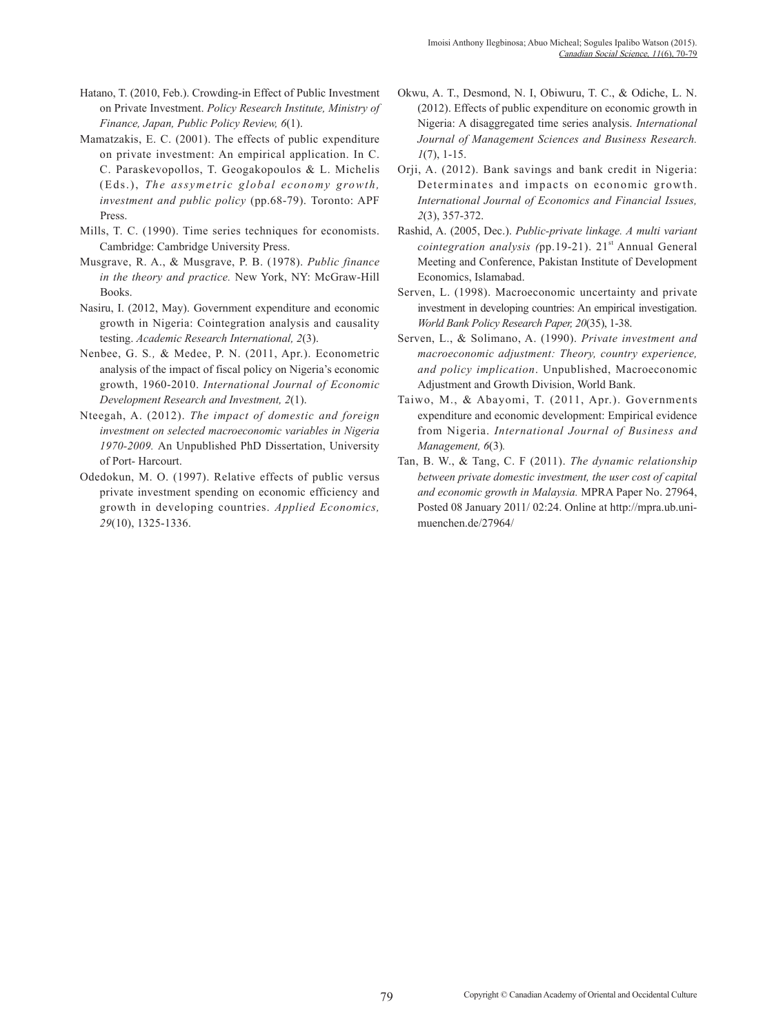Hatano, T. (2010, Feb.). Crowding-in Effect of Public Investment on Private Investment. *Policy Research Institute, Ministry of Finance, Japan, Public Policy Review, 6*(1).

Mamatzakis, E. C. (2001). The effects of public expenditure on private investment: An empirical application. In C. C. Paraskevopollos, T. Geogakopoulos & L. Michelis (Eds.), *The assymetric global economy growth, investment and public policy* (pp.68-79). Toronto: APF Press.

Mills, T. C. (1990). Time series techniques for economists. Cambridge: Cambridge University Press.

Musgrave, R. A., & Musgrave, P. B. (1978). *Public finance in the theory and practice.* New York, NY: McGraw-Hill Books.

Nasiru, I. (2012, May). Government expenditure and economic growth in Nigeria: Cointegration analysis and causality testing. *Academic Research International, 2*(3).

Nenbee, G. S., & Medee, P. N. (2011, Apr.). Econometric analysis of the impact of fiscal policy on Nigeria's economic growth, 1960-2010. *International Journal of Economic Development Research and Investment, 2*(1).

Nteegah, A. (2012). *The impact of domestic and foreign investment on selected macroeconomic variables in Nigeria 1970-2009.* An Unpublished PhD Dissertation, University of Port- Harcourt.

Odedokun, M. O. (1997). Relative effects of public versus private investment spending on economic efficiency and growth in developing countries. *Applied Economics, 29*(10), 1325-1336.

Okwu, A. T., Desmond, N. I, Obiwuru, T. C., & Odiche, L. N. (2012). Effects of public expenditure on economic growth in Nigeria: A disaggregated time series analysis. *International Journal of Management Sciences and Business Research. 1*(7), 1-15.

Orji, A. (2012). Bank savings and bank credit in Nigeria: Determinates and impacts on economic growth. *International Journal of Economics and Financial Issues, 2*(3), 357-372.

Rashid, A. (2005, Dec.). *Public-private linkage. A multi variant cointegration analysis (*pp.19-21). 21st Annual General Meeting and Conference, Pakistan Institute of Development Economics, Islamabad.

Serven, L. (1998). Macroeconomic uncertainty and private investment in developing countries: An empirical investigation. *World Bank Policy Research Paper, 20*(35), 1-38.

Serven, L., & Solimano, A. (1990). *Private investment and macroeconomic adjustment: Theory, country experience, and policy implication*. Unpublished, Macroeconomic Adjustment and Growth Division, World Bank.

Taiwo, M., & Abayomi, T. (2011, Apr.). Governments expenditure and economic development: Empirical evidence from Nigeria. *International Journal of Business and Management, 6*(3)*.*

Tan, B. W., & Tang, C. F (2011). *The dynamic relationship between private domestic investment, the user cost of capital and economic growth in Malaysia.* MPRA Paper No. 27964, Posted 08 January 2011/ 02:24. Online at http://mpra.ub.uni-muenchen.de/27964/